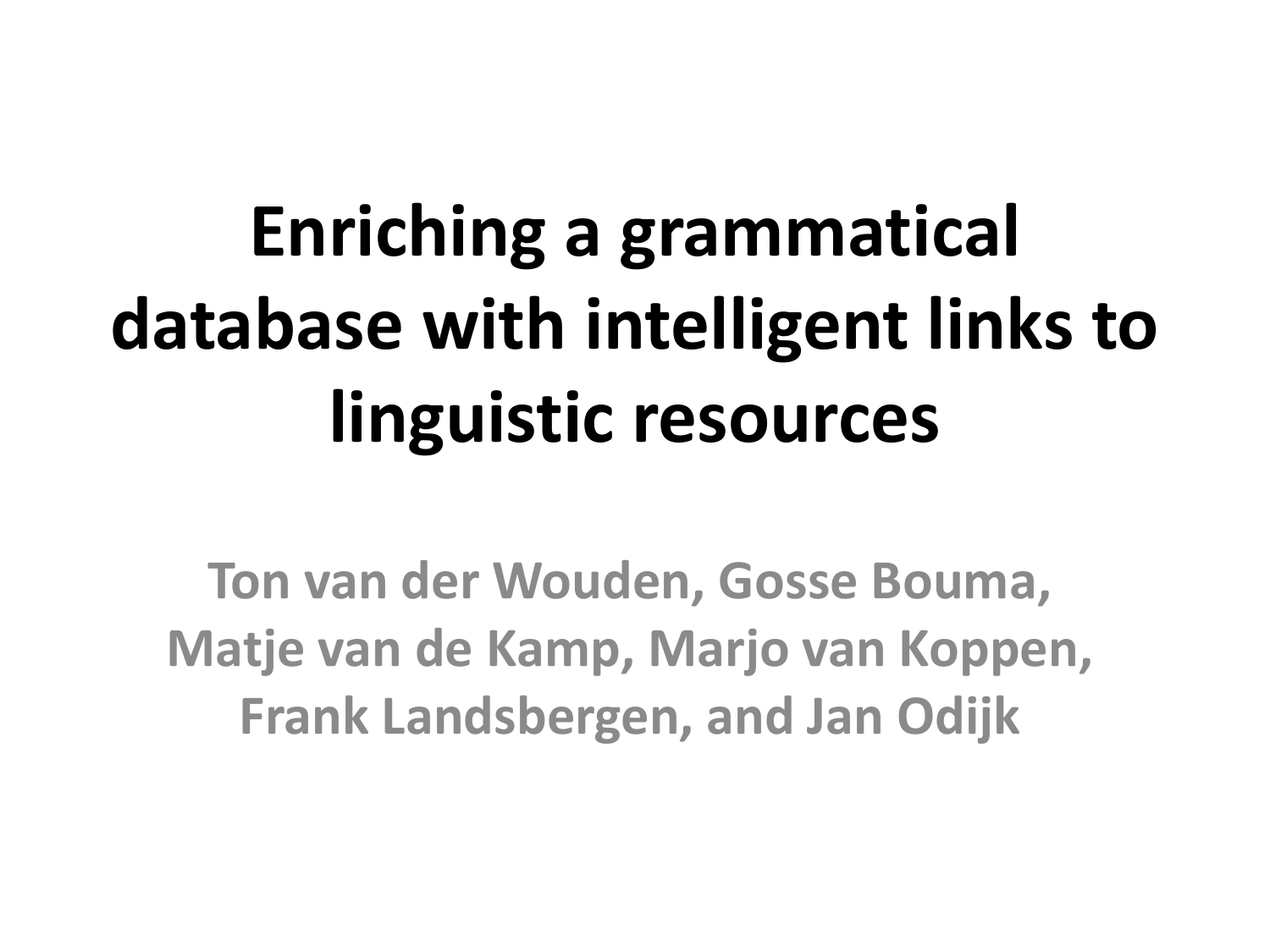# Enriching a grammatical database with intelligent links to linguistic resources

**Ton van der Wouden, Gosse Bouma, Matje van de Kamp, Marjo van Koppen, Frank Landsbergen, and Jan Odijk**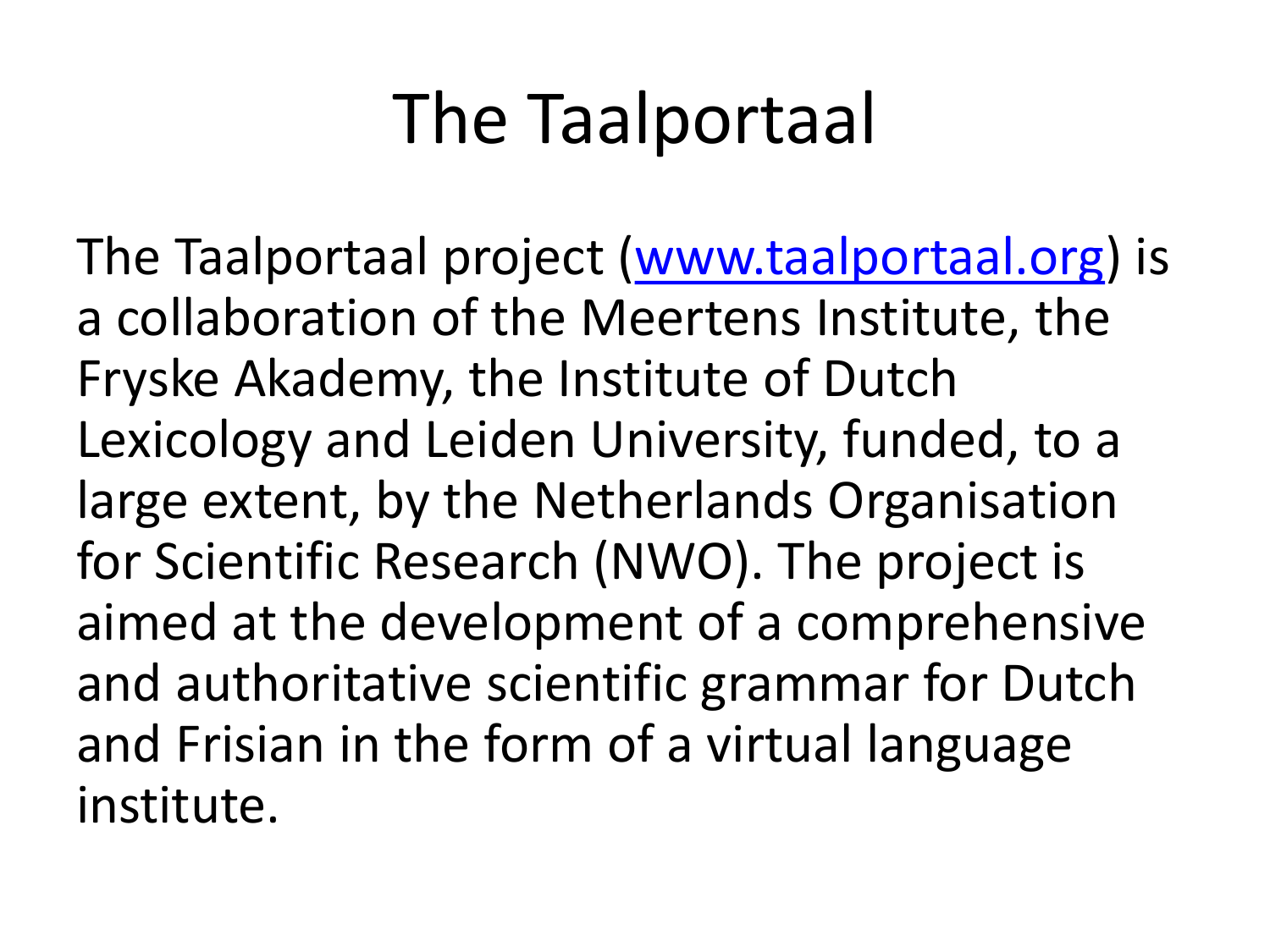# The Taalportaal

The Taalportaal project ([www.taalportaal.org](http://www.taalportaal.org)) is a collaboration of the Meertens Institute, the Fryske Akademy, the Institute of Dutch Lexicology and Leiden University, funded, to a large extent, by the Netherlands Organisation for Scientific Research (NWO). The project is aimed at the development of a comprehensive and authoritative scientific grammar for Dutch and Frisian in the form of a virtual language institute.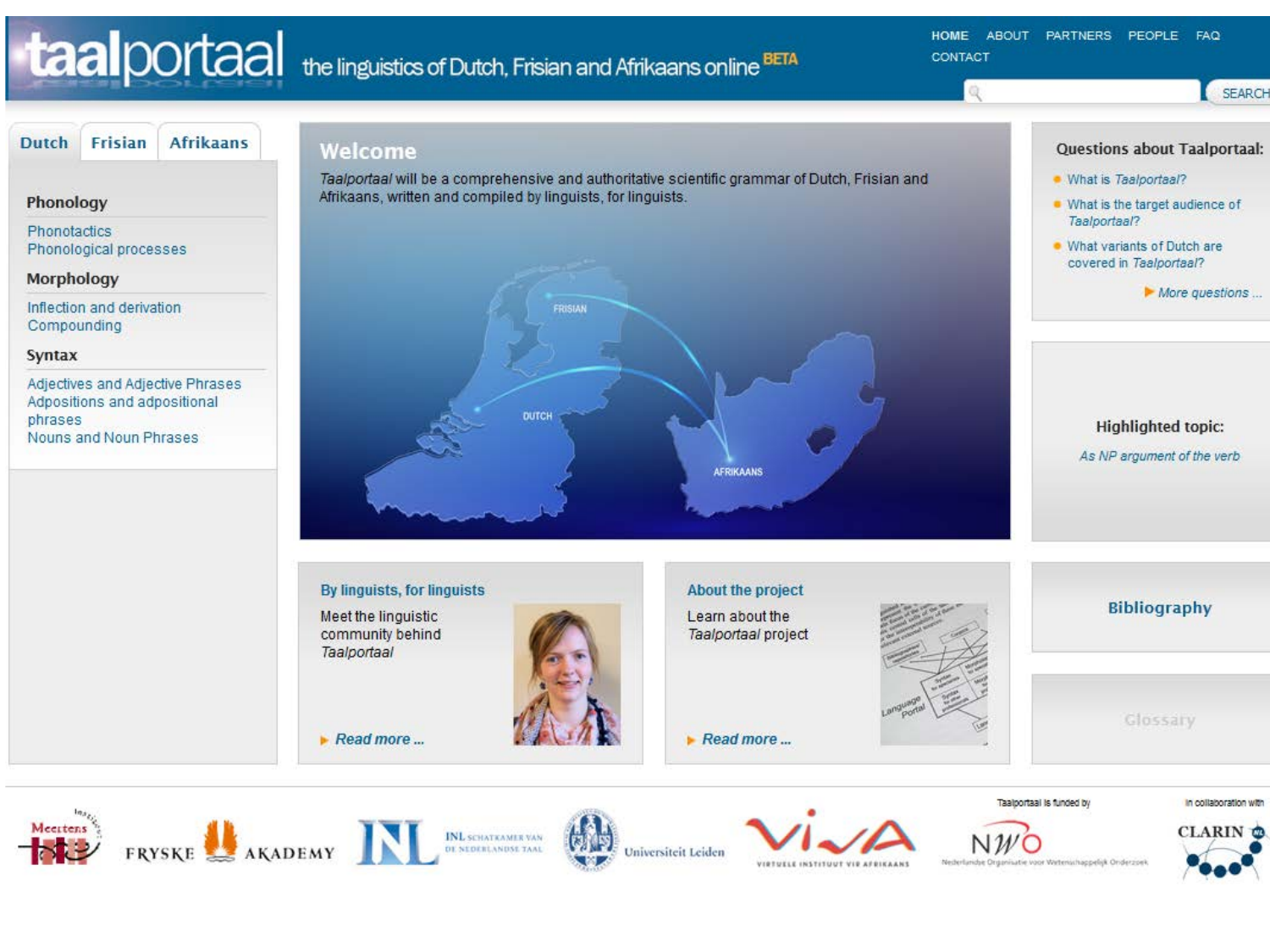# taalportaal

the linguistics of Dutch, Frisian and Afrikaans online BETA

HOME ABOUT PARTNERS PEOPLE FAQ CONTACT

SEARCH

Dutch | Frisian | Afrikaans

### Phonology

Phonotactics
Phonological processes

### Morphology

Inflection and derivation
Compounding

### Syntax

Adjectives and Adjective Phrases
Adpositions and adpositional phrases
Nouns and Noun Phrases

## Welcome

*Taalportaal* will be a comprehensive and authoritative scientific grammar of Dutch, Frisian and Afrikaans, written and compiled by linguists, for linguists.

FRISIAN

DUTCH

AFRIKAANS

### Questions about Taalportaal:

- What is *Taalportaal*?
- What is the target audience of *Taalportaal*?
- What variants of Dutch are covered in *Taalportaal*?

More questions ...

### Highlighted topic:

*As NP argument of the verb*

### By linguists, for linguists

Meet the linguistic community behind *Taalportaal*

Read more ...

### About the project

Learn about the *Taalportaal* project

Read more ...

### Bibliography

### Glossary

Meertens Instituut | FRYSKE AKADEMY | INL SCHATKAMER VAN DE NEDERLANDSE TAAL | Universiteit Leiden | ViVA VIRTUELE INSTITUUT VIR AFRIKAANS

Taalportaal is funded by NWO Nederlandse Organisatie voor Wetenschappelijk Onderzoek

In collaboration with CLARIN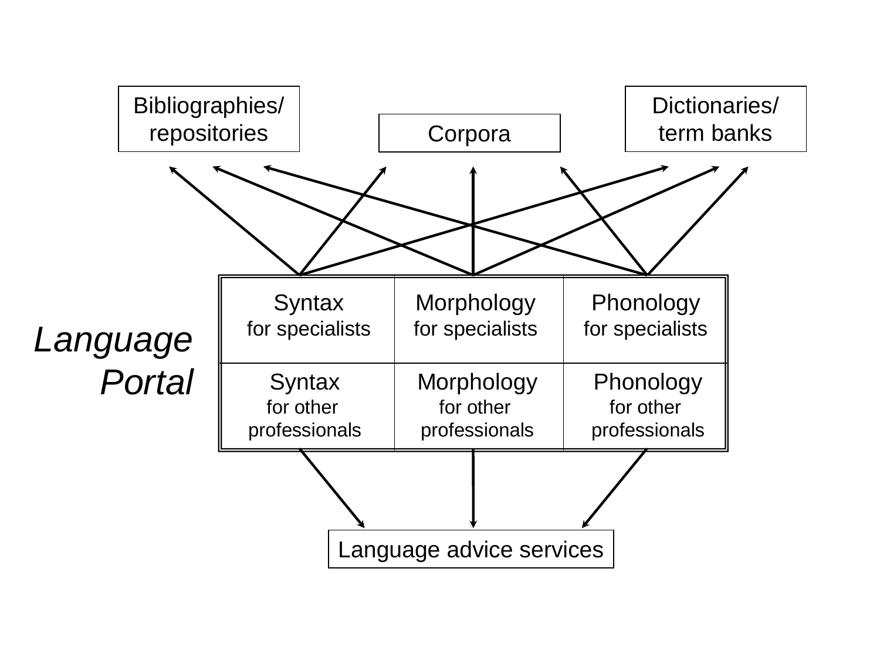Bibliographies/ repositories

Corpora

Dictionaries/ term banks

*Language Portal*

| Syntax for specialists | Morphology for specialists | Phonology for specialists |
| --- | --- | --- |
| Syntax for other professionals | Morphology for other professionals | Phonology for other professionals |

Language advice services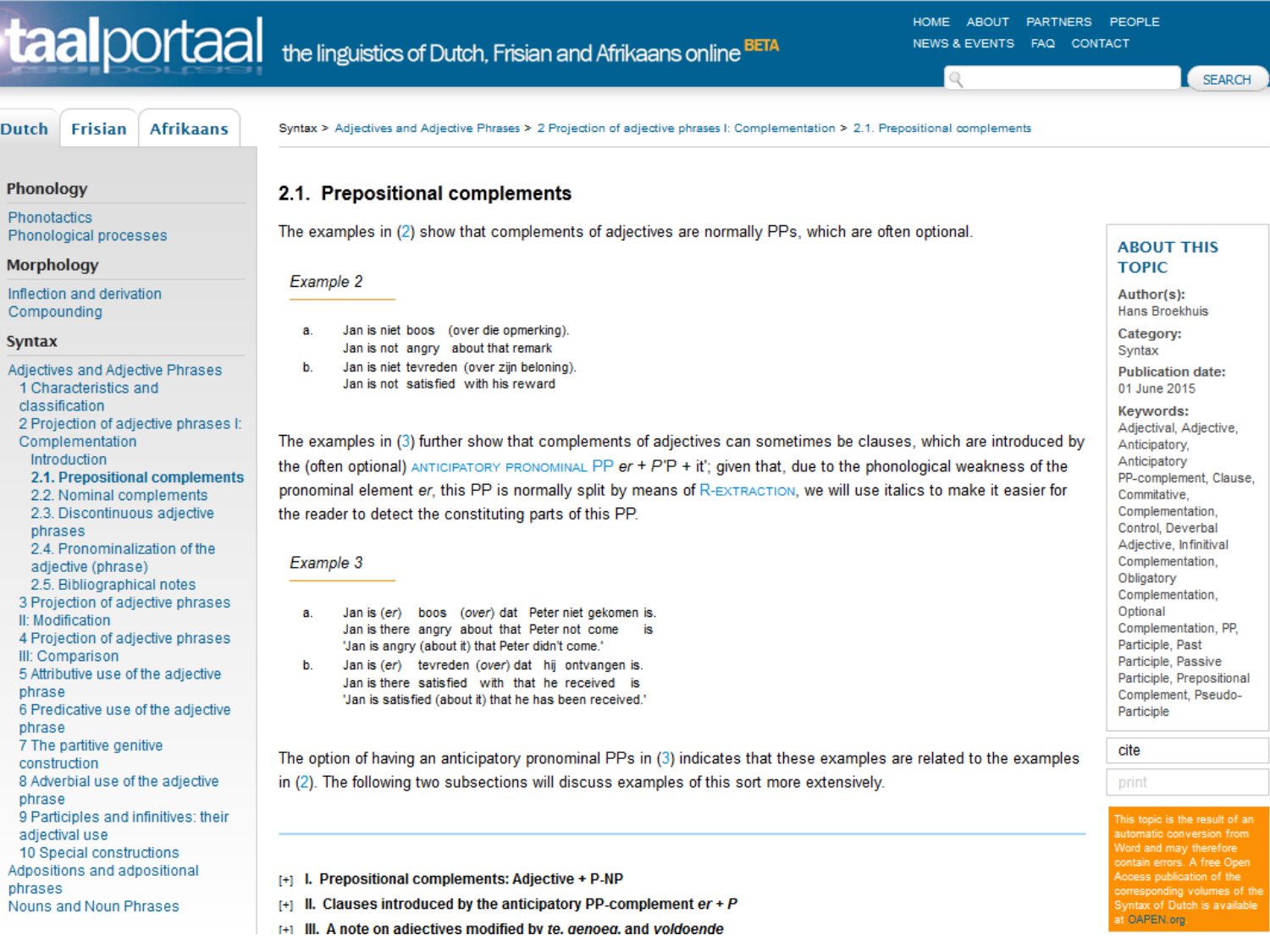Syntax > Adjectives and Adjective Phrases > 2 Projection of adjective phrases I: Complementation > 2.1. Prepositional complements

## 2.1. Prepositional complements

The examples in (2) show that complements of adjectives are normally PPs, which are often optional.

*Example 2*

a. Jan is niet boos (over die opmerking).
Jan is not angry about that remark

b. Jan is niet tevreden (over zijn beloning).
Jan is not satisfied with his reward

The examples in (3) further show that complements of adjectives can sometimes be clauses, which are introduced by the (often optional) ANTICIPATORY PRONOMINAL PP *er* + *P*'P + it'; given that, due to the phonological weakness of the pronominal element *er*, this PP is normally split by means of R-EXTRACTION, we will use italics to make it easier for the reader to detect the constituting parts of this PP.

*Example 3*

a. Jan is (*er*) boos (*over*) dat Peter niet gekomen is.
Jan is there angry about that Peter not come is
'Jan is angry (about it) that Peter didn't come.'

b. Jan is (*er*) tevreden (*over*) dat hij ontvangen is.
Jan is there satisfied with that he received is
'Jan is satisfied (about it) that he has been received.'

The option of having an anticipatory pronominal PPs in (3) indicates that these examples are related to the examples in (2). The following two subsections will discuss examples of this sort more extensively.

[+] I. Prepositional complements: Adjective + P-NP

[+] II. Clauses introduced by the anticipatory PP-complement *er* + *P*

[+] III. A note on adjectives modified by *te*, *genoeg*, and *voldoende*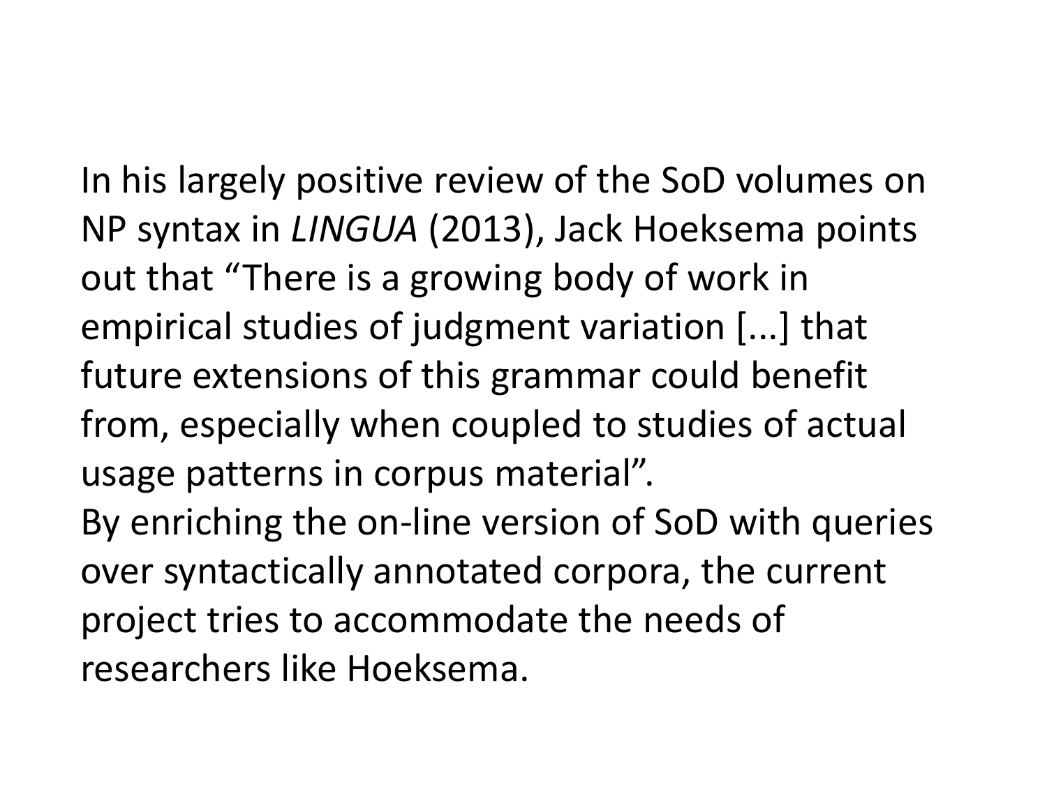In his largely positive review of the SoD volumes on NP syntax in *LINGUA* (2013), Jack Hoeksema points out that “There is a growing body of work in empirical studies of judgment variation [...] that future extensions of this grammar could benefit from, especially when coupled to studies of actual usage patterns in corpus material”.

By enriching the on-line version of SoD with queries over syntactically annotated corpora, the current project tries to accommodate the needs of researchers like Hoeksema.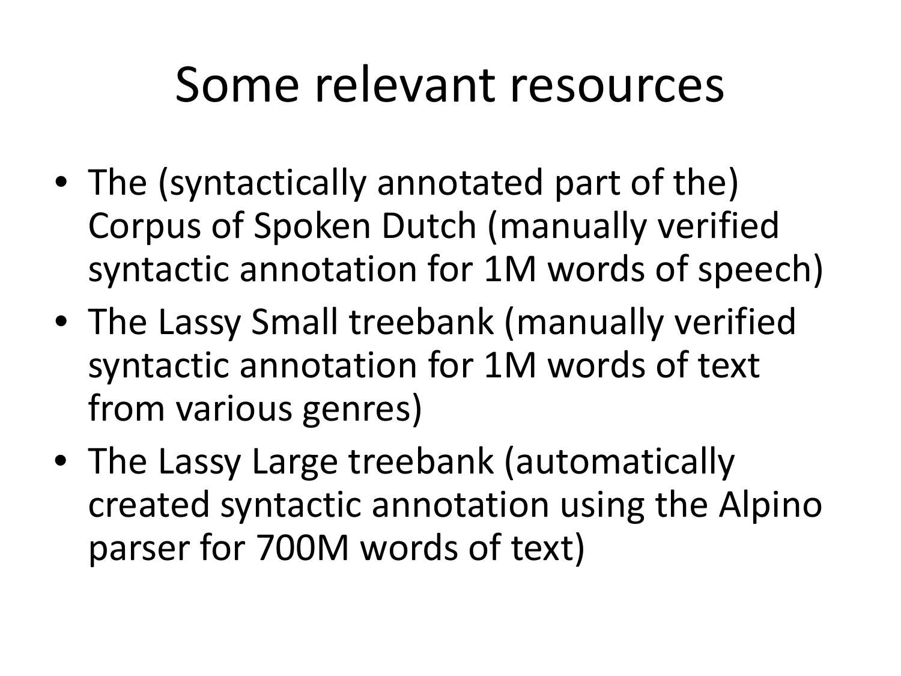# Some relevant resources

- The (syntactically annotated part of the) Corpus of Spoken Dutch (manually verified syntactic annotation for 1M words of speech)
- The Lassy Small treebank (manually verified syntactic annotation for 1M words of text from various genres)
- The Lassy Large treebank (automatically created syntactic annotation using the Alpino parser for 700M words of text)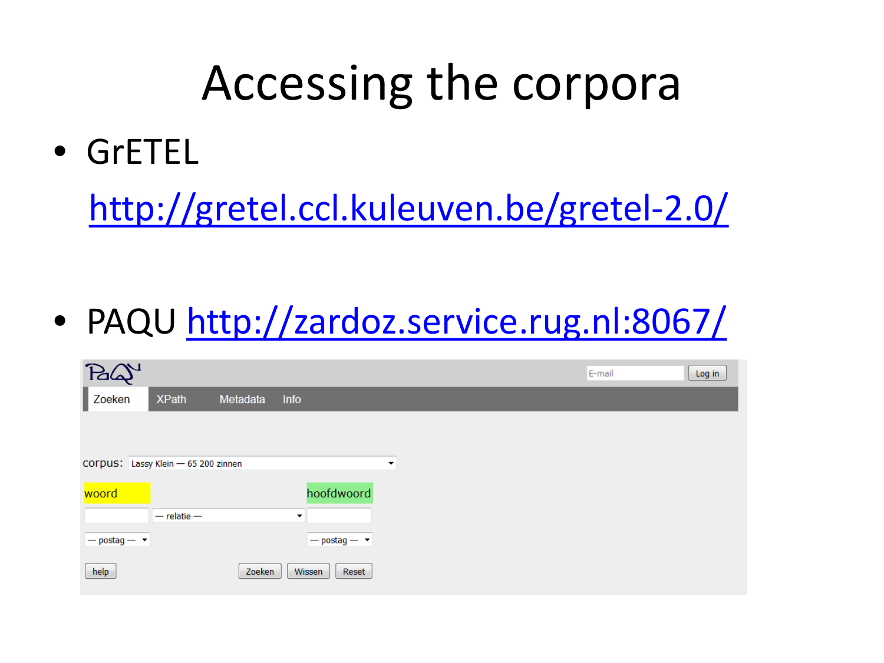# Accessing the corpora

- GrETEL

  http://gretel.ccl.kuleuven.be/gretel-2.0/

- PAQU http://zardoz.service.rug.nl:8067/

PaQu

E-mail | Log in

Zoeken | XPath | Metadata | Info

corpus: Lassy Klein — 65 200 zinnen

woord | hoofdwoord

— relatie —

— postag — | — postag —

help | Zoeken | Wissen | Reset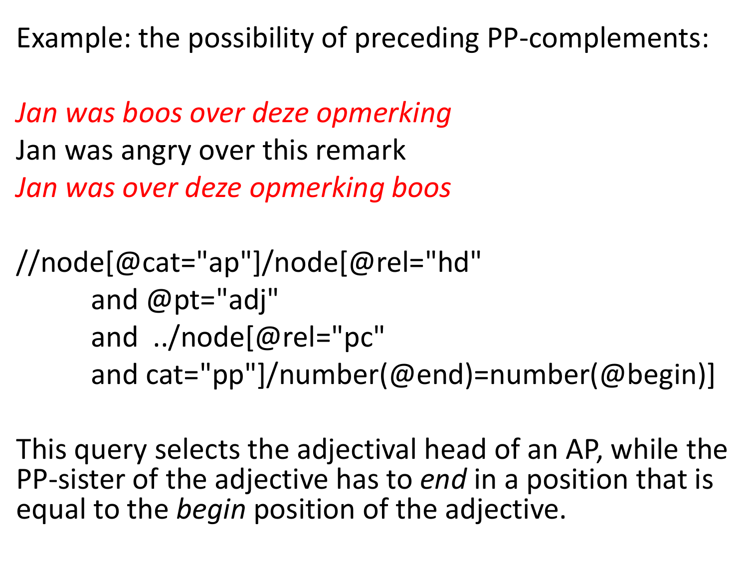Example: the possibility of preceding PP-complements:

*Jan was boos over deze opmerking*
Jan was angry over this remark
*Jan was over deze opmerking boos*

```
//node[@cat="ap"]/node[@rel="hd"
        and @pt="adj"
        and  ../node[@rel="pc"
        and cat="pp"]/number(@end)=number(@begin)]
```

This query selects the adjectival head of an AP, while the PP-sister of the adjective has to *end* in a position that is equal to the *begin* position of the adjective.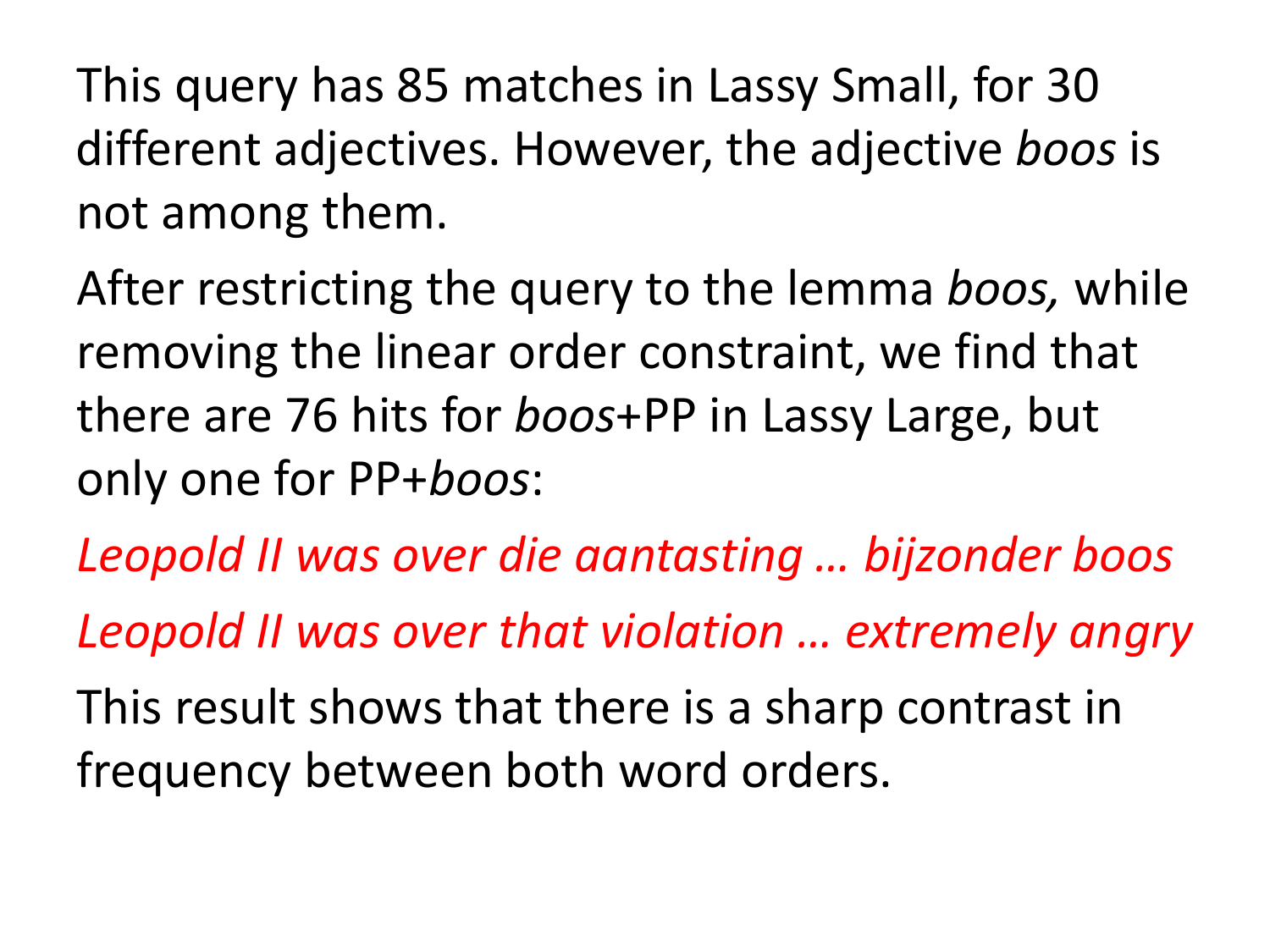This query has 85 matches in Lassy Small, for 30 different adjectives. However, the adjective *boos* is not among them.

After restricting the query to the lemma *boos,* while removing the linear order constraint, we find that there are 76 hits for *boos*+PP in Lassy Large, but only one for PP+*boos*:

*Leopold II was over die aantasting … bijzonder boos*

*Leopold II was over that violation … extremely angry*

This result shows that there is a sharp contrast in frequency between both word orders.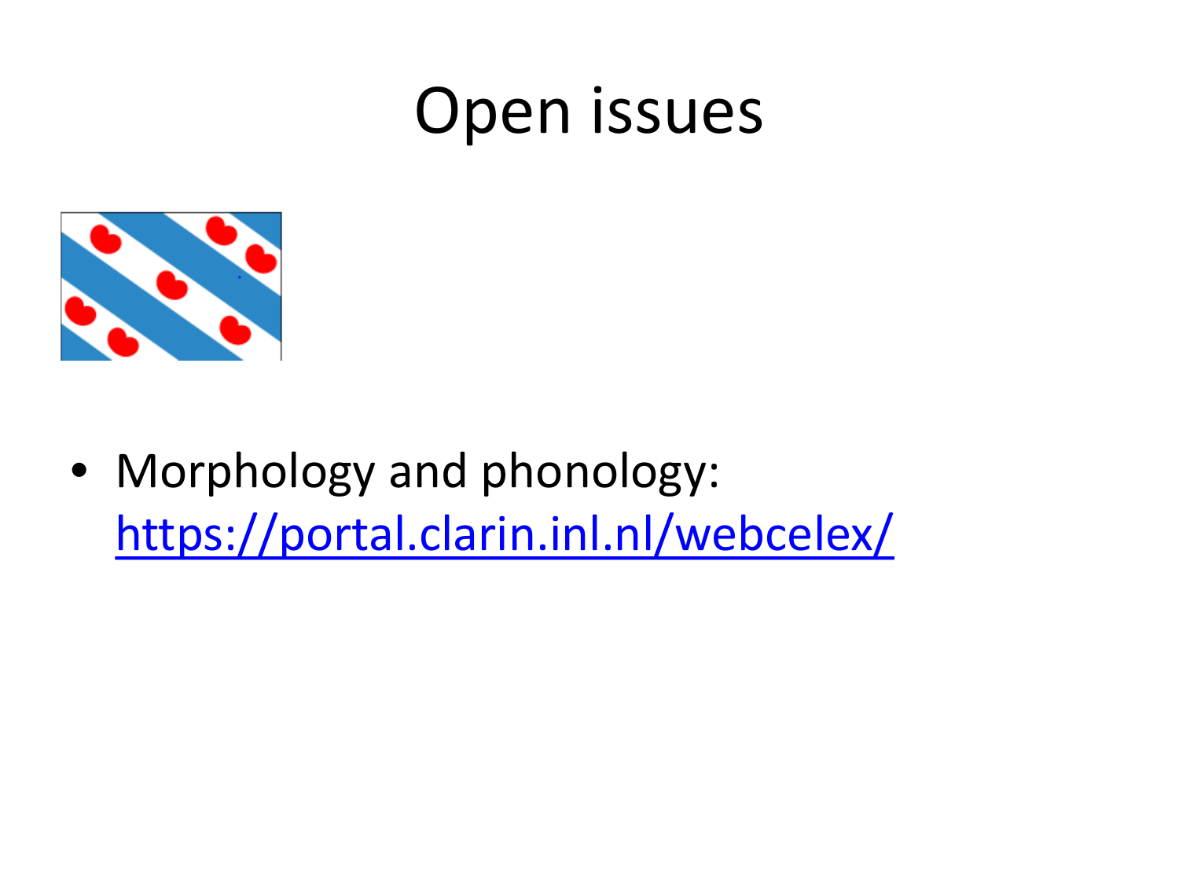# Open issues

- Morphology and phonology: https://portal.clarin.inl.nl/webcelex/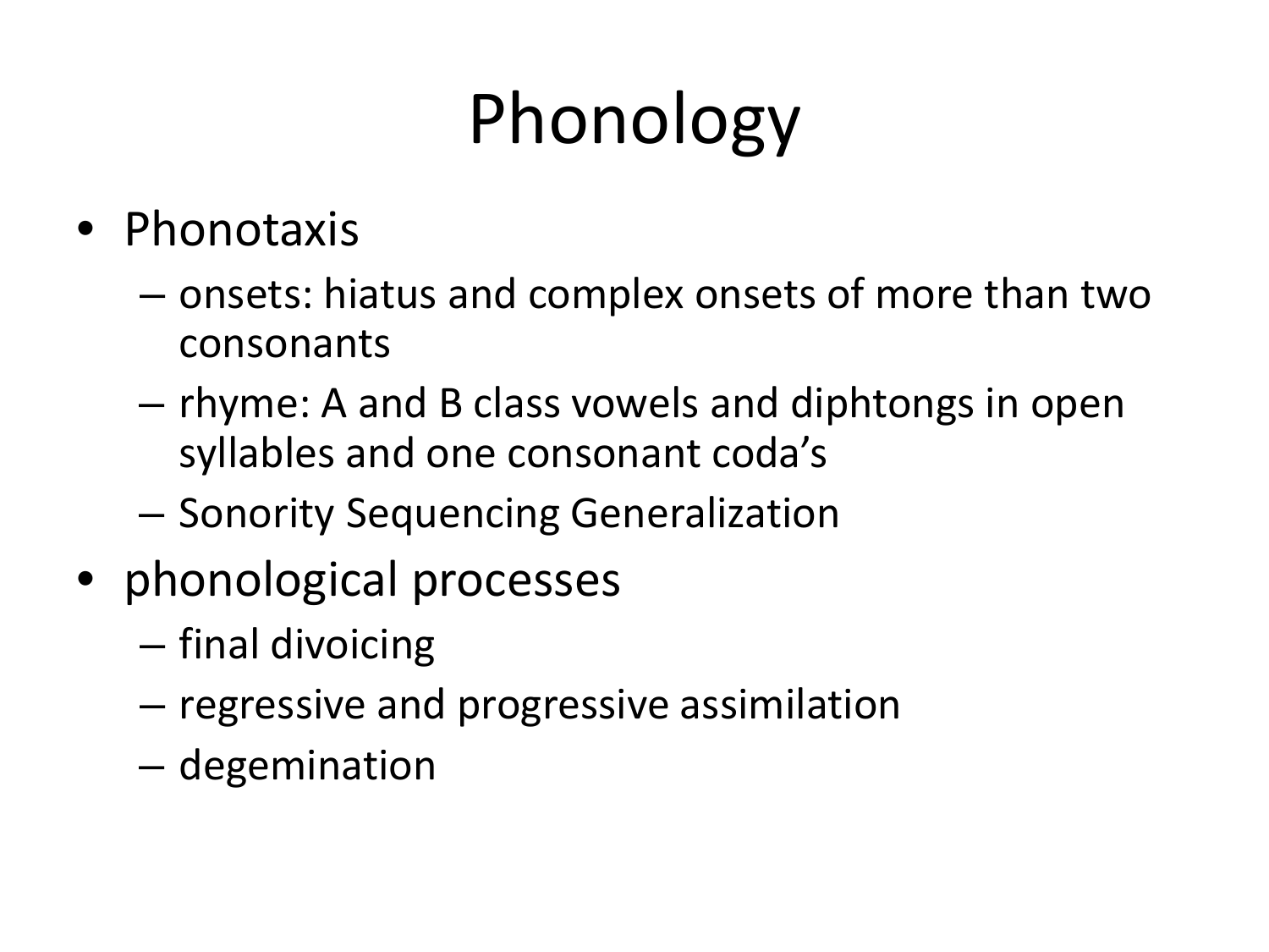# Phonology

- Phonotaxis
  - onsets: hiatus and complex onsets of more than two consonants
  - rhyme: A and B class vowels and diphtongs in open syllables and one consonant coda's
  - Sonority Sequencing Generalization
- phonological processes
  - final divoicing
  - regressive and progressive assimilation
  - degemination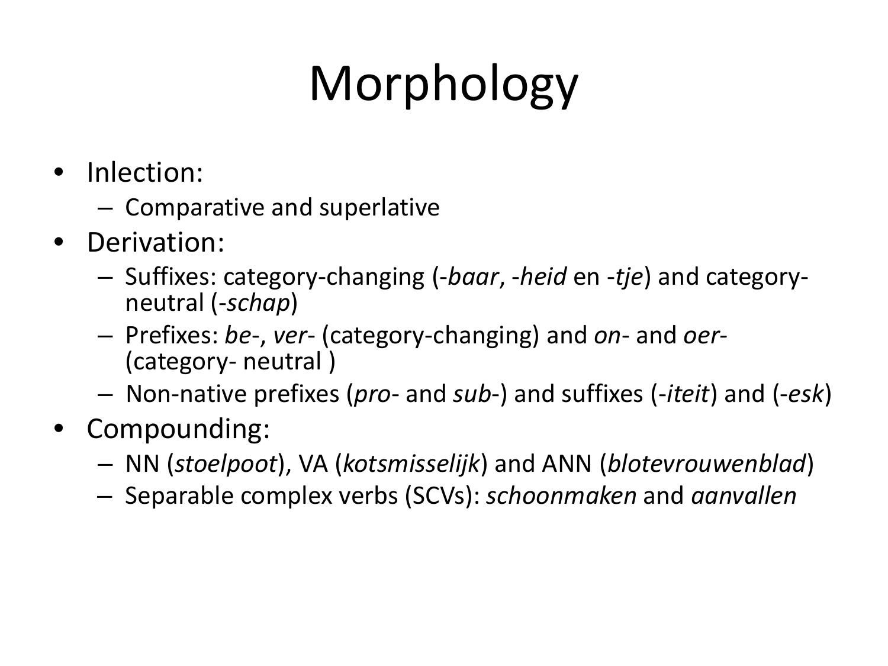# Morphology

- Inlection:
  - Comparative and superlative
- Derivation:
  - Suffixes: category-changing (-*baar*, -*heid* en -*tje*) and category-neutral (-*schap*)
  - Prefixes: *be*-, *ver*- (category-changing) and *on*- and *oer*- (category- neutral )
  - Non-native prefixes (*pro*- and *sub*-) and suffixes (-*iteit*) and (-*esk*)
- Compounding:
  - NN (*stoelpoot*), VA (*kotsmisselijk*) and ANN (*blotevrouwenblad*)
  - Separable complex verbs (SCVs): *schoonmaken* and *aanvallen*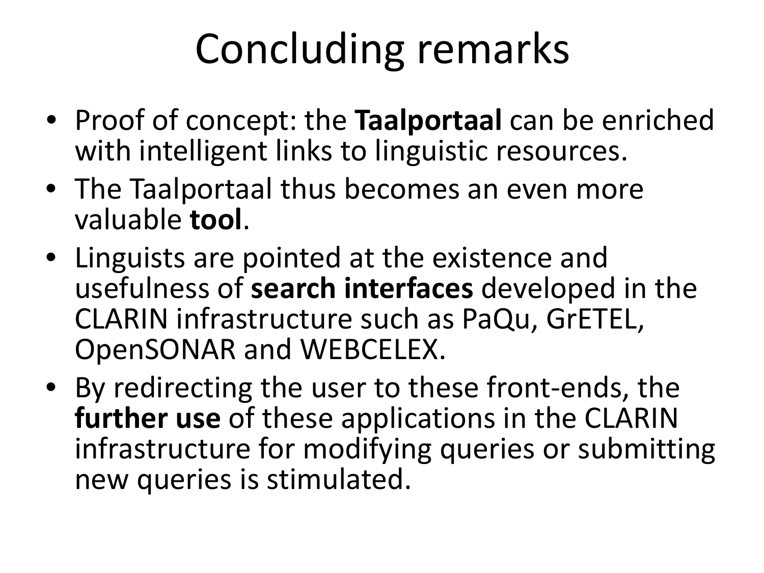# Concluding remarks

- Proof of concept: the **Taalportaal** can be enriched with intelligent links to linguistic resources.
- The Taalportaal thus becomes an even more valuable **tool**.
- Linguists are pointed at the existence and usefulness of **search interfaces** developed in the CLARIN infrastructure such as PaQu, GrETEL, OpenSONAR and WEBCELEX.
- By redirecting the user to these front-ends, the **further use** of these applications in the CLARIN infrastructure for modifying queries or submitting new queries is stimulated.